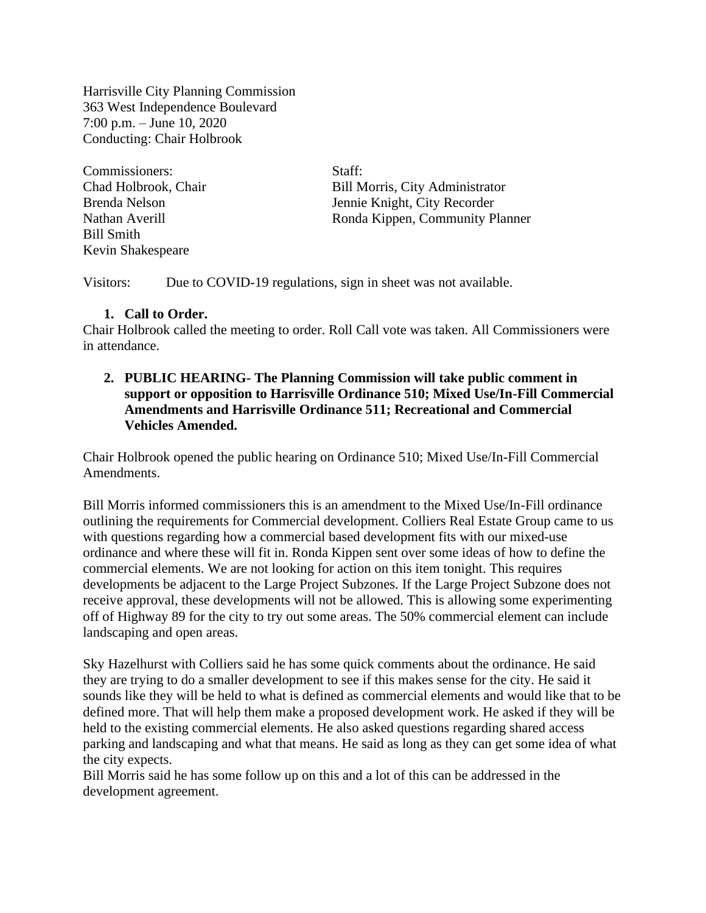Harrisville City Planning Commission
363 West Independence Boulevard
7:00 p.m. – June 10, 2020
Conducting: Chair Holbrook

| Commissioners: | Staff: |
|---|---|
| Chad Holbrook, Chair | Bill Morris, City Administrator |
| Brenda Nelson | Jennie Knight, City Recorder |
| Nathan Averill | Ronda Kippen, Community Planner |
| Bill Smith | |
| Kevin Shakespeare | |

Visitors: Due to COVID-19 regulations, sign in sheet was not available.

1. **Call to Order.**

Chair Holbrook called the meeting to order. Roll Call vote was taken. All Commissioners were in attendance.

2. **PUBLIC HEARING- The Planning Commission will take public comment in support or opposition to Harrisville Ordinance 510; Mixed Use/In-Fill Commercial Amendments and Harrisville Ordinance 511; Recreational and Commercial Vehicles Amended.**

Chair Holbrook opened the public hearing on Ordinance 510; Mixed Use/In-Fill Commercial Amendments.

Bill Morris informed commissioners this is an amendment to the Mixed Use/In-Fill ordinance outlining the requirements for Commercial development. Colliers Real Estate Group came to us with questions regarding how a commercial based development fits with our mixed-use ordinance and where these will fit in. Ronda Kippen sent over some ideas of how to define the commercial elements. We are not looking for action on this item tonight. This requires developments be adjacent to the Large Project Subzones. If the Large Project Subzone does not receive approval, these developments will not be allowed. This is allowing some experimenting off of Highway 89 for the city to try out some areas. The 50% commercial element can include landscaping and open areas.

Sky Hazelhurst with Colliers said he has some quick comments about the ordinance. He said they are trying to do a smaller development to see if this makes sense for the city. He said it sounds like they will be held to what is defined as commercial elements and would like that to be defined more. That will help them make a proposed development work. He asked if they will be held to the existing commercial elements. He also asked questions regarding shared access parking and landscaping and what that means. He said as long as they can get some idea of what the city expects.

Bill Morris said he has some follow up on this and a lot of this can be addressed in the development agreement.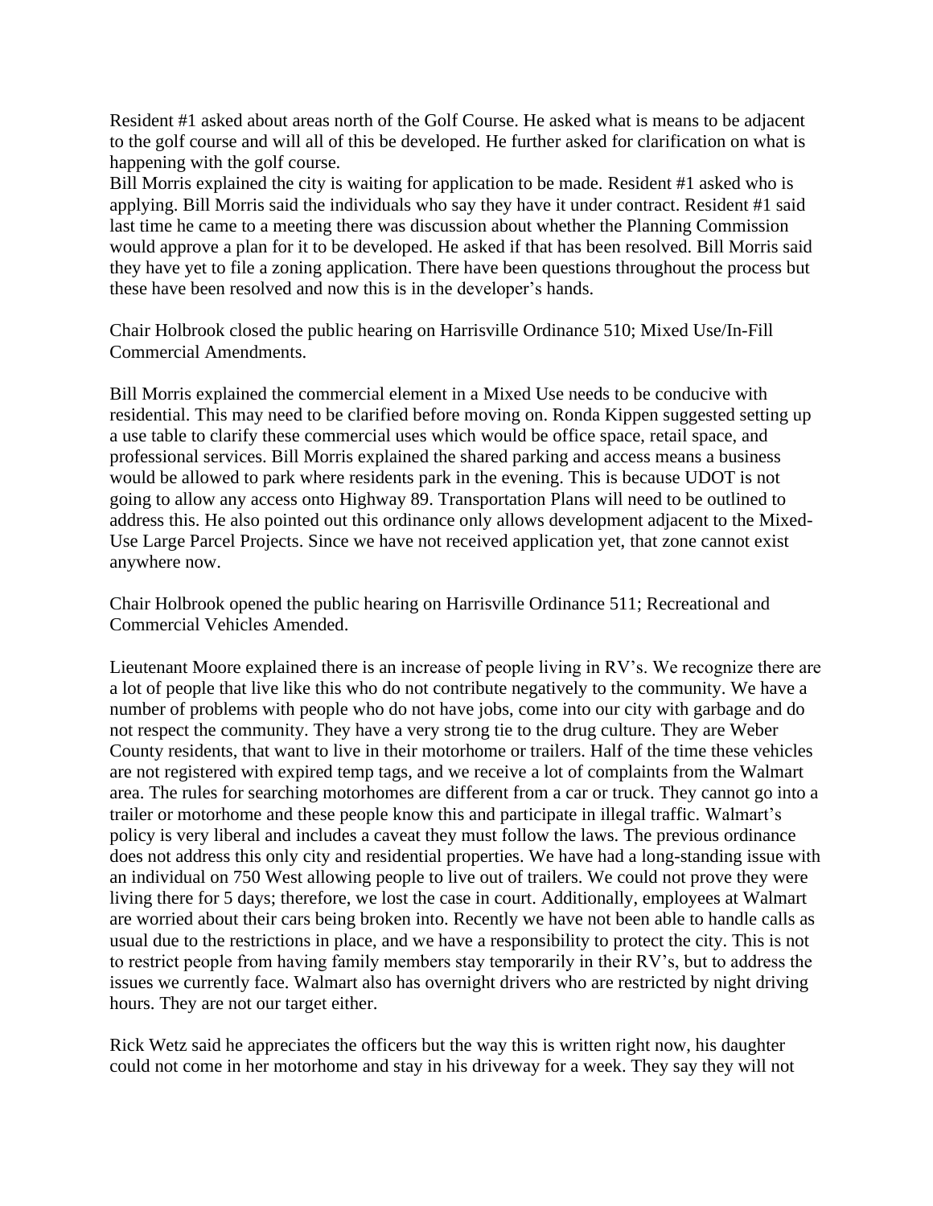Resident #1 asked about areas north of the Golf Course. He asked what is means to be adjacent to the golf course and will all of this be developed. He further asked for clarification on what is happening with the golf course.
Bill Morris explained the city is waiting for application to be made. Resident #1 asked who is applying. Bill Morris said the individuals who say they have it under contract. Resident #1 said last time he came to a meeting there was discussion about whether the Planning Commission would approve a plan for it to be developed. He asked if that has been resolved. Bill Morris said they have yet to file a zoning application. There have been questions throughout the process but these have been resolved and now this is in the developer's hands.

Chair Holbrook closed the public hearing on Harrisville Ordinance 510; Mixed Use/In-Fill Commercial Amendments.

Bill Morris explained the commercial element in a Mixed Use needs to be conducive with residential. This may need to be clarified before moving on. Ronda Kippen suggested setting up a use table to clarify these commercial uses which would be office space, retail space, and professional services. Bill Morris explained the shared parking and access means a business would be allowed to park where residents park in the evening. This is because UDOT is not going to allow any access onto Highway 89. Transportation Plans will need to be outlined to address this. He also pointed out this ordinance only allows development adjacent to the Mixed-Use Large Parcel Projects. Since we have not received application yet, that zone cannot exist anywhere now.

Chair Holbrook opened the public hearing on Harrisville Ordinance 511; Recreational and Commercial Vehicles Amended.

Lieutenant Moore explained there is an increase of people living in RV's. We recognize there are a lot of people that live like this who do not contribute negatively to the community. We have a number of problems with people who do not have jobs, come into our city with garbage and do not respect the community. They have a very strong tie to the drug culture. They are Weber County residents, that want to live in their motorhome or trailers. Half of the time these vehicles are not registered with expired temp tags, and we receive a lot of complaints from the Walmart area. The rules for searching motorhomes are different from a car or truck. They cannot go into a trailer or motorhome and these people know this and participate in illegal traffic. Walmart's policy is very liberal and includes a caveat they must follow the laws. The previous ordinance does not address this only city and residential properties. We have had a long-standing issue with an individual on 750 West allowing people to live out of trailers. We could not prove they were living there for 5 days; therefore, we lost the case in court. Additionally, employees at Walmart are worried about their cars being broken into. Recently we have not been able to handle calls as usual due to the restrictions in place, and we have a responsibility to protect the city. This is not to restrict people from having family members stay temporarily in their RV's, but to address the issues we currently face. Walmart also has overnight drivers who are restricted by night driving hours. They are not our target either.

Rick Wetz said he appreciates the officers but the way this is written right now, his daughter could not come in her motorhome and stay in his driveway for a week. They say they will not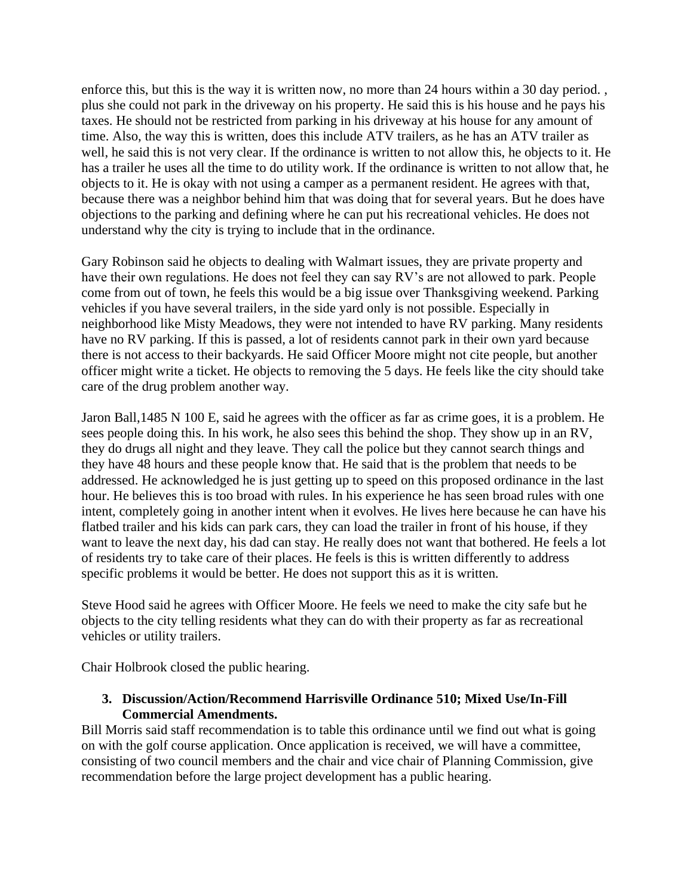enforce this, but this is the way it is written now, no more than 24 hours within a 30 day period. , plus she could not park in the driveway on his property. He said this is his house and he pays his taxes. He should not be restricted from parking in his driveway at his house for any amount of time. Also, the way this is written, does this include ATV trailers, as he has an ATV trailer as well, he said this is not very clear. If the ordinance is written to not allow this, he objects to it. He has a trailer he uses all the time to do utility work. If the ordinance is written to not allow that, he objects to it. He is okay with not using a camper as a permanent resident. He agrees with that, because there was a neighbor behind him that was doing that for several years. But he does have objections to the parking and defining where he can put his recreational vehicles. He does not understand why the city is trying to include that in the ordinance.

Gary Robinson said he objects to dealing with Walmart issues, they are private property and have their own regulations. He does not feel they can say RV's are not allowed to park. People come from out of town, he feels this would be a big issue over Thanksgiving weekend. Parking vehicles if you have several trailers, in the side yard only is not possible. Especially in neighborhood like Misty Meadows, they were not intended to have RV parking. Many residents have no RV parking. If this is passed, a lot of residents cannot park in their own yard because there is not access to their backyards. He said Officer Moore might not cite people, but another officer might write a ticket. He objects to removing the 5 days. He feels like the city should take care of the drug problem another way.

Jaron Ball,1485 N 100 E, said he agrees with the officer as far as crime goes, it is a problem. He sees people doing this. In his work, he also sees this behind the shop. They show up in an RV, they do drugs all night and they leave. They call the police but they cannot search things and they have 48 hours and these people know that. He said that is the problem that needs to be addressed. He acknowledged he is just getting up to speed on this proposed ordinance in the last hour. He believes this is too broad with rules. In his experience he has seen broad rules with one intent, completely going in another intent when it evolves. He lives here because he can have his flatbed trailer and his kids can park cars, they can load the trailer in front of his house, if they want to leave the next day, his dad can stay. He really does not want that bothered. He feels a lot of residents try to take care of their places. He feels is this is written differently to address specific problems it would be better. He does not support this as it is written.

Steve Hood said he agrees with Officer Moore. He feels we need to make the city safe but he objects to the city telling residents what they can do with their property as far as recreational vehicles or utility trailers.

Chair Holbrook closed the public hearing.

3. **Discussion/Action/Recommend Harrisville Ordinance 510; Mixed Use/In-Fill Commercial Amendments.**

Bill Morris said staff recommendation is to table this ordinance until we find out what is going on with the golf course application. Once application is received, we will have a committee, consisting of two council members and the chair and vice chair of Planning Commission, give recommendation before the large project development has a public hearing.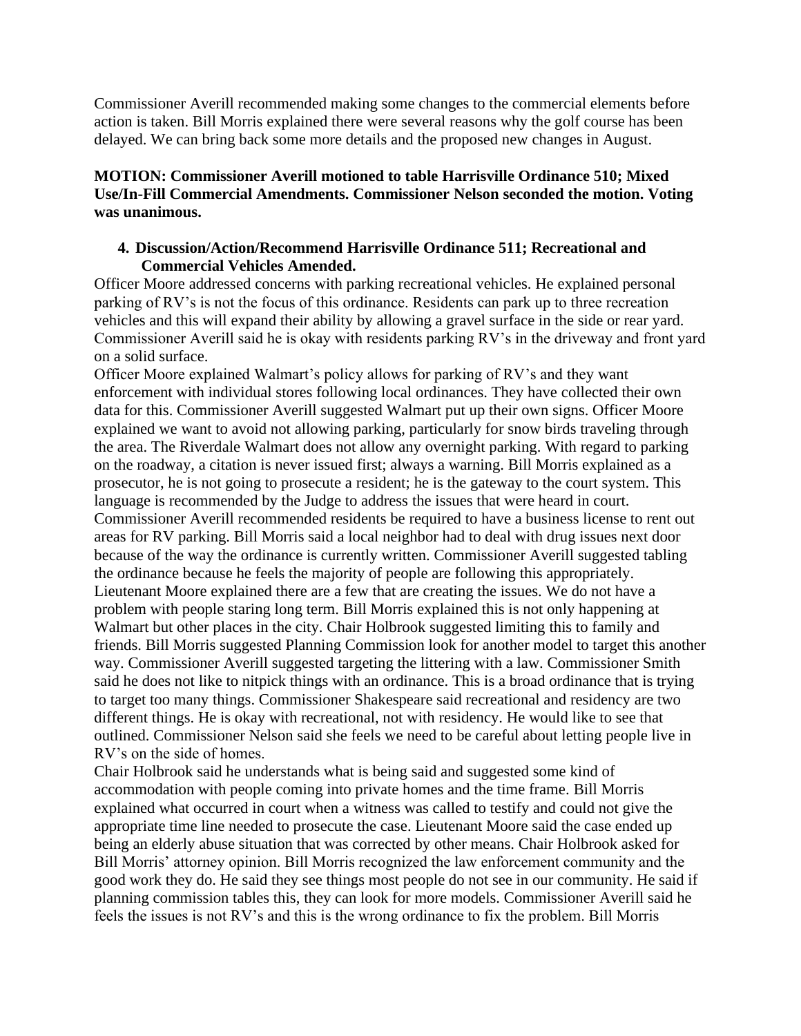Commissioner Averill recommended making some changes to the commercial elements before action is taken. Bill Morris explained there were several reasons why the golf course has been delayed. We can bring back some more details and the proposed new changes in August.

**MOTION: Commissioner Averill motioned to table Harrisville Ordinance 510; Mixed Use/In-Fill Commercial Amendments. Commissioner Nelson seconded the motion. Voting was unanimous.**

4. **Discussion/Action/Recommend Harrisville Ordinance 511; Recreational and Commercial Vehicles Amended.**

Officer Moore addressed concerns with parking recreational vehicles. He explained personal parking of RV's is not the focus of this ordinance. Residents can park up to three recreation vehicles and this will expand their ability by allowing a gravel surface in the side or rear yard. Commissioner Averill said he is okay with residents parking RV's in the driveway and front yard on a solid surface.

Officer Moore explained Walmart's policy allows for parking of RV's and they want enforcement with individual stores following local ordinances. They have collected their own data for this. Commissioner Averill suggested Walmart put up their own signs. Officer Moore explained we want to avoid not allowing parking, particularly for snow birds traveling through the area. The Riverdale Walmart does not allow any overnight parking. With regard to parking on the roadway, a citation is never issued first; always a warning. Bill Morris explained as a prosecutor, he is not going to prosecute a resident; he is the gateway to the court system. This language is recommended by the Judge to address the issues that were heard in court. Commissioner Averill recommended residents be required to have a business license to rent out areas for RV parking. Bill Morris said a local neighbor had to deal with drug issues next door because of the way the ordinance is currently written. Commissioner Averill suggested tabling the ordinance because he feels the majority of people are following this appropriately. Lieutenant Moore explained there are a few that are creating the issues. We do not have a problem with people staring long term. Bill Morris explained this is not only happening at Walmart but other places in the city. Chair Holbrook suggested limiting this to family and friends. Bill Morris suggested Planning Commission look for another model to target this another way. Commissioner Averill suggested targeting the littering with a law. Commissioner Smith said he does not like to nitpick things with an ordinance. This is a broad ordinance that is trying to target too many things. Commissioner Shakespeare said recreational and residency are two different things. He is okay with recreational, not with residency. He would like to see that outlined. Commissioner Nelson said she feels we need to be careful about letting people live in RV's on the side of homes.

Chair Holbrook said he understands what is being said and suggested some kind of accommodation with people coming into private homes and the time frame. Bill Morris explained what occurred in court when a witness was called to testify and could not give the appropriate time line needed to prosecute the case. Lieutenant Moore said the case ended up being an elderly abuse situation that was corrected by other means. Chair Holbrook asked for Bill Morris' attorney opinion. Bill Morris recognized the law enforcement community and the good work they do. He said they see things most people do not see in our community. He said if planning commission tables this, they can look for more models. Commissioner Averill said he feels the issues is not RV's and this is the wrong ordinance to fix the problem. Bill Morris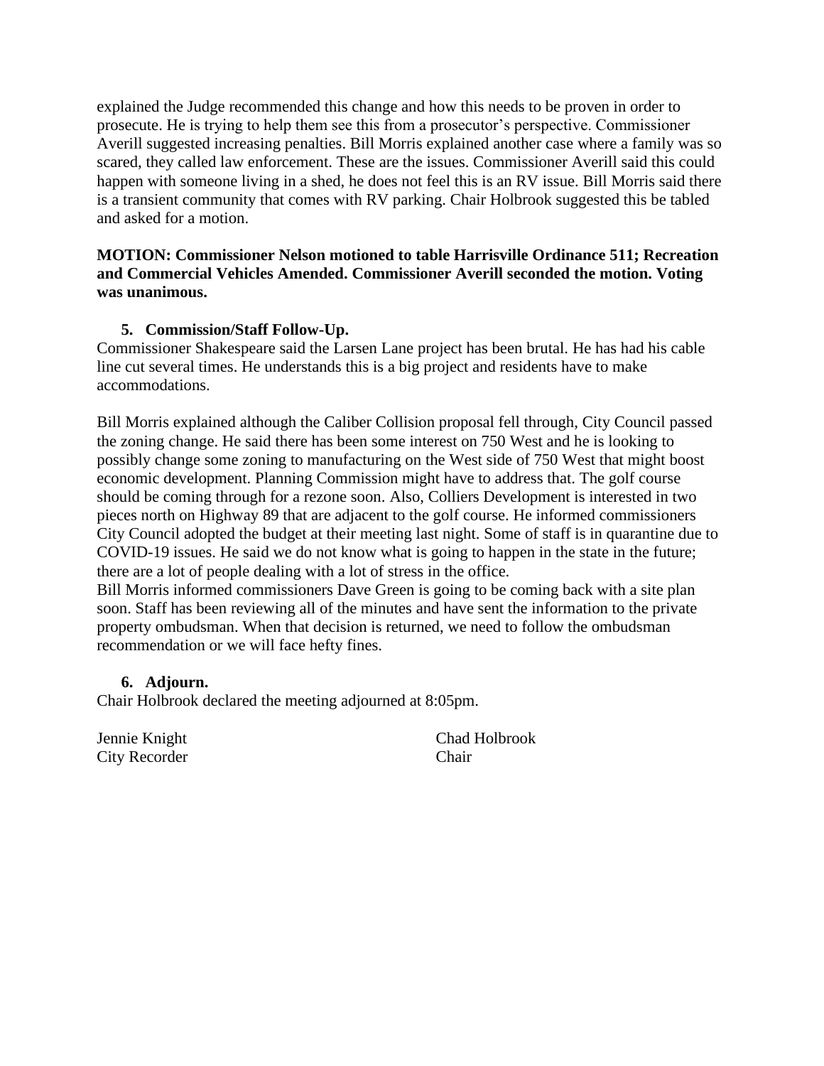explained the Judge recommended this change and how this needs to be proven in order to prosecute. He is trying to help them see this from a prosecutor's perspective. Commissioner Averill suggested increasing penalties. Bill Morris explained another case where a family was so scared, they called law enforcement. These are the issues. Commissioner Averill said this could happen with someone living in a shed, he does not feel this is an RV issue. Bill Morris said there is a transient community that comes with RV parking. Chair Holbrook suggested this be tabled and asked for a motion.

**MOTION: Commissioner Nelson motioned to table Harrisville Ordinance 511; Recreation and Commercial Vehicles Amended. Commissioner Averill seconded the motion. Voting was unanimous.**

**5. Commission/Staff Follow-Up.**

Commissioner Shakespeare said the Larsen Lane project has been brutal. He has had his cable line cut several times. He understands this is a big project and residents have to make accommodations.

Bill Morris explained although the Caliber Collision proposal fell through, City Council passed the zoning change. He said there has been some interest on 750 West and he is looking to possibly change some zoning to manufacturing on the West side of 750 West that might boost economic development. Planning Commission might have to address that. The golf course should be coming through for a rezone soon. Also, Colliers Development is interested in two pieces north on Highway 89 that are adjacent to the golf course. He informed commissioners City Council adopted the budget at their meeting last night. Some of staff is in quarantine due to COVID-19 issues. He said we do not know what is going to happen in the state in the future; there are a lot of people dealing with a lot of stress in the office.

Bill Morris informed commissioners Dave Green is going to be coming back with a site plan soon. Staff has been reviewing all of the minutes and have sent the information to the private property ombudsman. When that decision is returned, we need to follow the ombudsman recommendation or we will face hefty fines.

**6. Adjourn.**

Chair Holbrook declared the meeting adjourned at 8:05pm.

Jennie Knight
City Recorder

Chad Holbrook
Chair